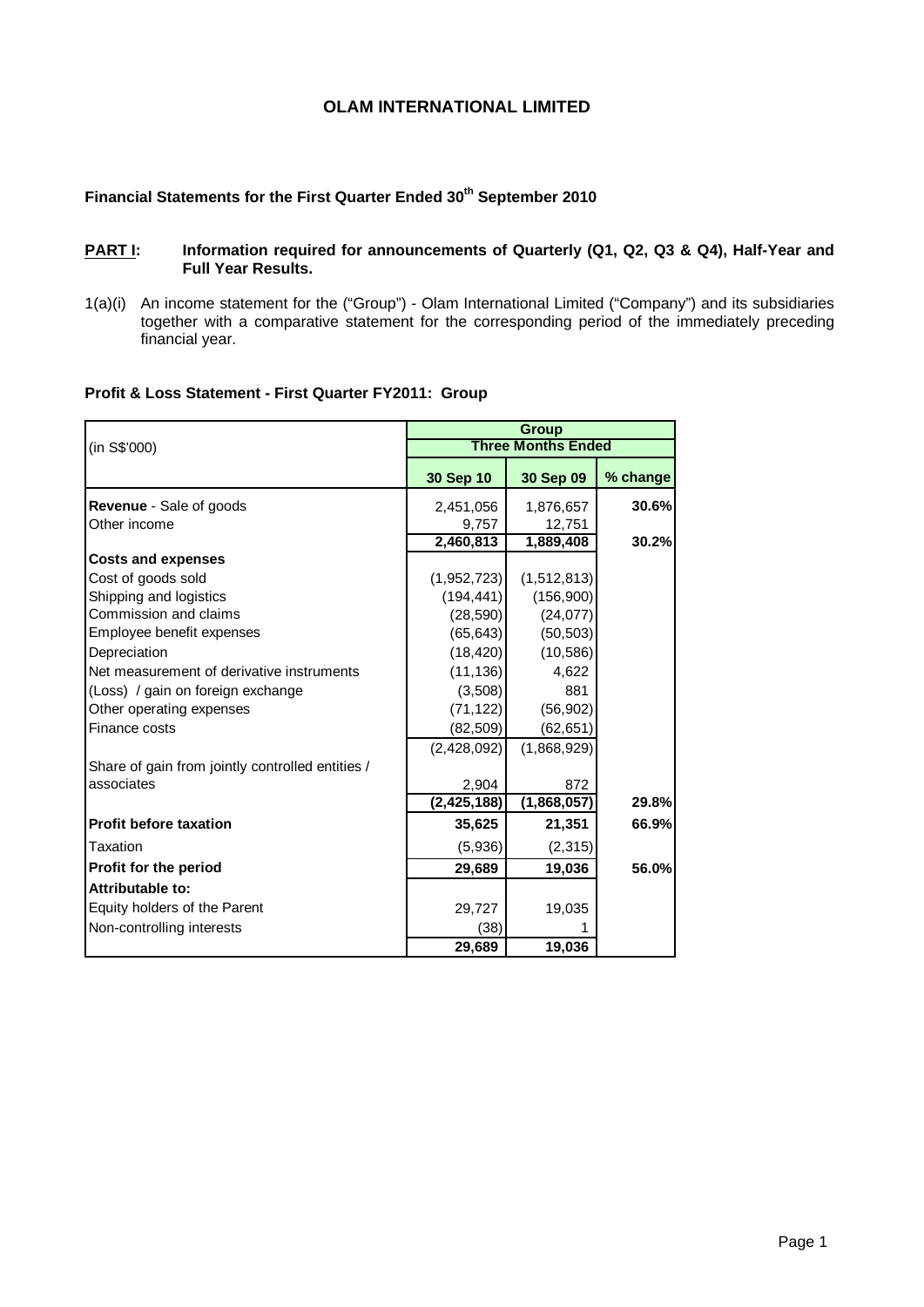# OLAM INTERNATIONAL LIMITED

## Financial Statements for the First Quarter Ended 30th September 2010

**PART I: Information required for announcements of Quarterly (Q1, Q2, Q3 & Q4), Half-Year and Full Year Results.**

1(a)(i) An income statement for the ("Group") - Olam International Limited ("Company") and its subsidiaries together with a comparative statement for the corresponding period of the immediately preceding financial year.

### Profit & Loss Statement - First Quarter FY2011: Group

| (in S$'000) | Group | | |
|---|---|---|---|
| | Three Months Ended | | |
| | 30 Sep 10 | 30 Sep 09 | % change |
| **Revenue** - Sale of goods | 2,451,056 | 1,876,657 | **30.6%** |
| Other income | 9,757 | 12,751 | |
| | **2,460,813** | **1,889,408** | **30.2%** |
| **Costs and expenses** | | | |
| Cost of goods sold | (1,952,723) | (1,512,813) | |
| Shipping and logistics | (194,441) | (156,900) | |
| Commission and claims | (28,590) | (24,077) | |
| Employee benefit expenses | (65,643) | (50,503) | |
| Depreciation | (18,420) | (10,586) | |
| Net measurement of derivative instruments | (11,136) | 4,622 | |
| (Loss) / gain on foreign exchange | (3,508) | 881 | |
| Other operating expenses | (71,122) | (56,902) | |
| Finance costs | (82,509) | (62,651) | |
| | (2,428,092) | (1,868,929) | |
| Share of gain from jointly controlled entities / associates | 2,904 | 872 | |
| | **(2,425,188)** | **(1,868,057)** | **29.8%** |
| **Profit before taxation** | **35,625** | **21,351** | **66.9%** |
| Taxation | (5,936) | (2,315) | |
| **Profit for the period** | **29,689** | **19,036** | **56.0%** |
| **Attributable to:** | | | |
| Equity holders of the Parent | 29,727 | 19,035 | |
| Non-controlling interests | (38) | 1 | |
| | **29,689** | **19,036** | |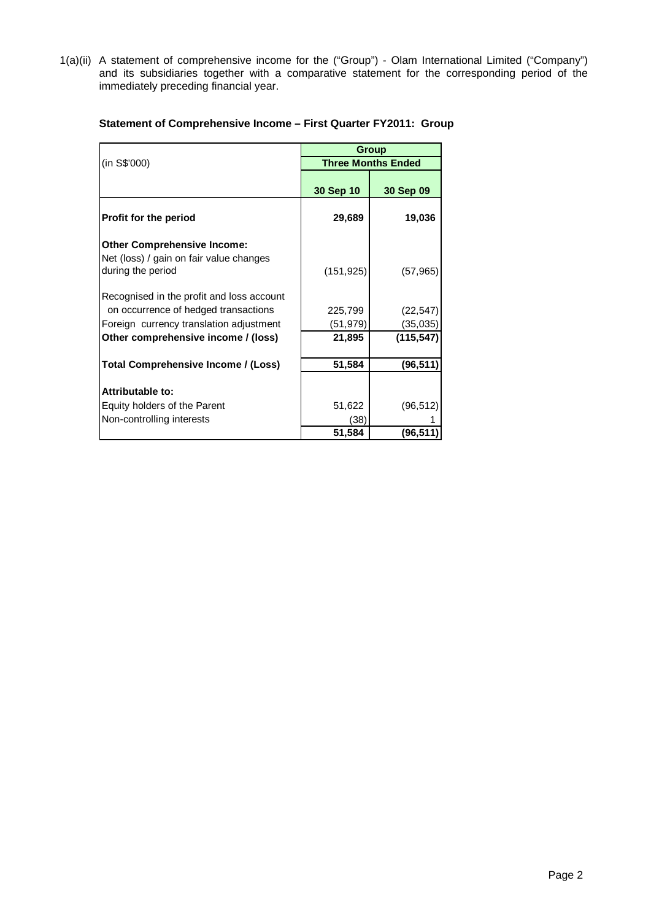1(a)(ii) A statement of comprehensive income for the ("Group") - Olam International Limited ("Company") and its subsidiaries together with a comparative statement for the corresponding period of the immediately preceding financial year.

**Statement of Comprehensive Income – First Quarter FY2011: Group**

| (in S$'000) | Group | |
|---|---|---|
| | Three Months Ended | |
| | **30 Sep 10** | **30 Sep 09** |
| **Profit for the period** | **29,689** | **19,036** |
| **Other Comprehensive Income:** | | |
| Net (loss) / gain on fair value changes during the period | (151,925) | (57,965) |
| Recognised in the profit and loss account on occurrence of hedged transactions | 225,799 | (22,547) |
| Foreign currency translation adjustment | (51,979) | (35,035) |
| **Other comprehensive income / (loss)** | **21,895** | **(115,547)** |
| **Total Comprehensive Income / (Loss)** | **51,584** | **(96,511)** |
| **Attributable to:** | | |
| Equity holders of the Parent | 51,622 | (96,512) |
| Non-controlling interests | (38) | 1 |
| | **51,584** | **(96,511)** |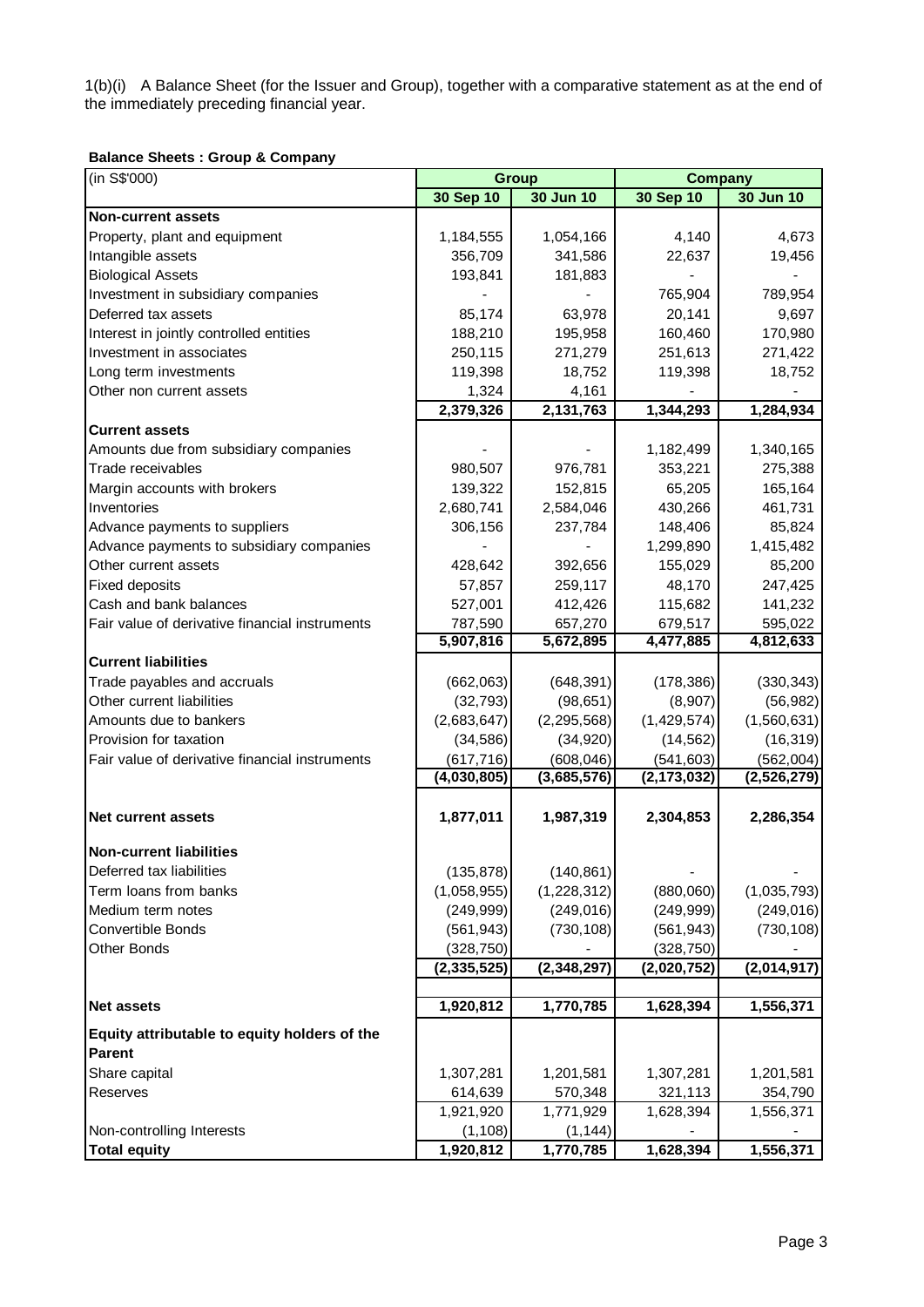1(b)(i) A Balance Sheet (for the Issuer and Group), together with a comparative statement as at the end of the immediately preceding financial year.

**Balance Sheets : Group & Company**

| (in S$'000) | Group | | Company | |
|---|---|---|---|---|
| | **30 Sep 10** | **30 Jun 10** | **30 Sep 10** | **30 Jun 10** |
| **Non-current assets** | | | | |
| Property, plant and equipment | 1,184,555 | 1,054,166 | 4,140 | 4,673 |
| Intangible assets | 356,709 | 341,586 | 22,637 | 19,456 |
| Biological Assets | 193,841 | 181,883 | - | - |
| Investment in subsidiary companies | - | - | 765,904 | 789,954 |
| Deferred tax assets | 85,174 | 63,978 | 20,141 | 9,697 |
| Interest in jointly controlled entities | 188,210 | 195,958 | 160,460 | 170,980 |
| Investment in associates | 250,115 | 271,279 | 251,613 | 271,422 |
| Long term investments | 119,398 | 18,752 | 119,398 | 18,752 |
| Other non current assets | 1,324 | 4,161 | - | - |
| | **2,379,326** | **2,131,763** | **1,344,293** | **1,284,934** |
| **Current assets** | | | | |
| Amounts due from subsidiary companies | - | - | 1,182,499 | 1,340,165 |
| Trade receivables | 980,507 | 976,781 | 353,221 | 275,388 |
| Margin accounts with brokers | 139,322 | 152,815 | 65,205 | 165,164 |
| Inventories | 2,680,741 | 2,584,046 | 430,266 | 461,731 |
| Advance payments to suppliers | 306,156 | 237,784 | 148,406 | 85,824 |
| Advance payments to subsidiary companies | - | - | 1,299,890 | 1,415,482 |
| Other current assets | 428,642 | 392,656 | 155,029 | 85,200 |
| Fixed deposits | 57,857 | 259,117 | 48,170 | 247,425 |
| Cash and bank balances | 527,001 | 412,426 | 115,682 | 141,232 |
| Fair value of derivative financial instruments | 787,590 | 657,270 | 679,517 | 595,022 |
| | **5,907,816** | **5,672,895** | **4,477,885** | **4,812,633** |
| **Current liabilities** | | | | |
| Trade payables and accruals | (662,063) | (648,391) | (178,386) | (330,343) |
| Other current liabilities | (32,793) | (98,651) | (8,907) | (56,982) |
| Amounts due to bankers | (2,683,647) | (2,295,568) | (1,429,574) | (1,560,631) |
| Provision for taxation | (34,586) | (34,920) | (14,562) | (16,319) |
| Fair value of derivative financial instruments | (617,716) | (608,046) | (541,603) | (562,004) |
| | **(4,030,805)** | **(3,685,576)** | **(2,173,032)** | **(2,526,279)** |
| **Net current assets** | **1,877,011** | **1,987,319** | **2,304,853** | **2,286,354** |
| **Non-current liabilities** | | | | |
| Deferred tax liabilities | (135,878) | (140,861) | - | - |
| Term loans from banks | (1,058,955) | (1,228,312) | (880,060) | (1,035,793) |
| Medium term notes | (249,999) | (249,016) | (249,999) | (249,016) |
| Convertible Bonds | (561,943) | (730,108) | (561,943) | (730,108) |
| Other Bonds | (328,750) | - | (328,750) | - |
| | **(2,335,525)** | **(2,348,297)** | **(2,020,752)** | **(2,014,917)** |
| **Net assets** | **1,920,812** | **1,770,785** | **1,628,394** | **1,556,371** |
| **Equity attributable to equity holders of the Parent** | | | | |
| Share capital | 1,307,281 | 1,201,581 | 1,307,281 | 1,201,581 |
| Reserves | 614,639 | 570,348 | 321,113 | 354,790 |
| | 1,921,920 | 1,771,929 | 1,628,394 | 1,556,371 |
| Non-controlling Interests | (1,108) | (1,144) | - | - |
| **Total equity** | **1,920,812** | **1,770,785** | **1,628,394** | **1,556,371** |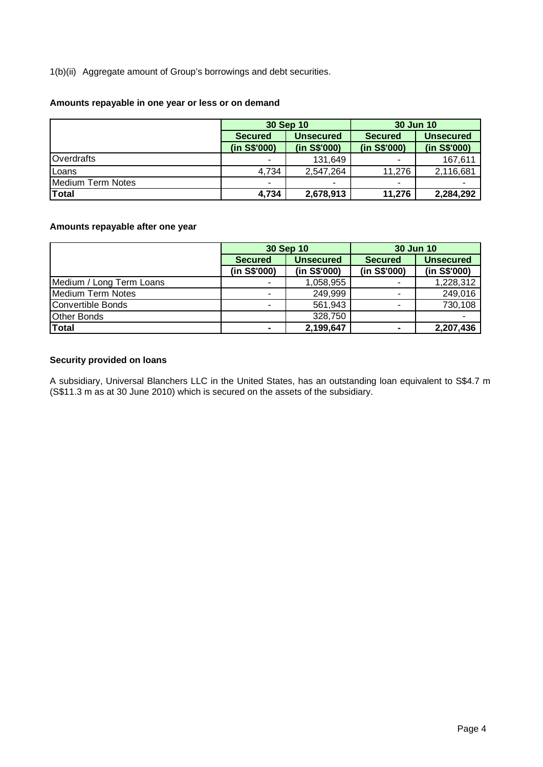1(b)(ii) Aggregate amount of Group's borrowings and debt securities.

**Amounts repayable in one year or less or on demand**

| | 30 Sep 10 | | 30 Jun 10 | |
|---|---|---|---|---|
| | **Secured** | **Unsecured** | **Secured** | **Unsecured** |
| | **(in S$'000)** | **(in S$'000)** | **(in S$'000)** | **(in S$'000)** |
| Overdrafts | - | 131,649 | - | 167,611 |
| Loans | 4,734 | 2,547,264 | 11,276 | 2,116,681 |
| Medium Term Notes | - | - | - | - |
| **Total** | **4,734** | **2,678,913** | **11,276** | **2,284,292** |

**Amounts repayable after one year**

| | 30 Sep 10 | | 30 Jun 10 | |
|---|---|---|---|---|
| | **Secured** | **Unsecured** | **Secured** | **Unsecured** |
| | **(in S$'000)** | **(in S$'000)** | **(in S$'000)** | **(in S$'000)** |
| Medium / Long Term Loans | - | 1,058,955 | - | 1,228,312 |
| Medium Term Notes | - | 249,999 | - | 249,016 |
| Convertible Bonds | - | 561,943 | - | 730,108 |
| Other Bonds | | 328,750 | | - |
| **Total** | **-** | **2,199,647** | **-** | **2,207,436** |

**Security provided on loans**

A subsidiary, Universal Blanchers LLC in the United States, has an outstanding loan equivalent to S$4.7 m (S$11.3 m as at 30 June 2010) which is secured on the assets of the subsidiary.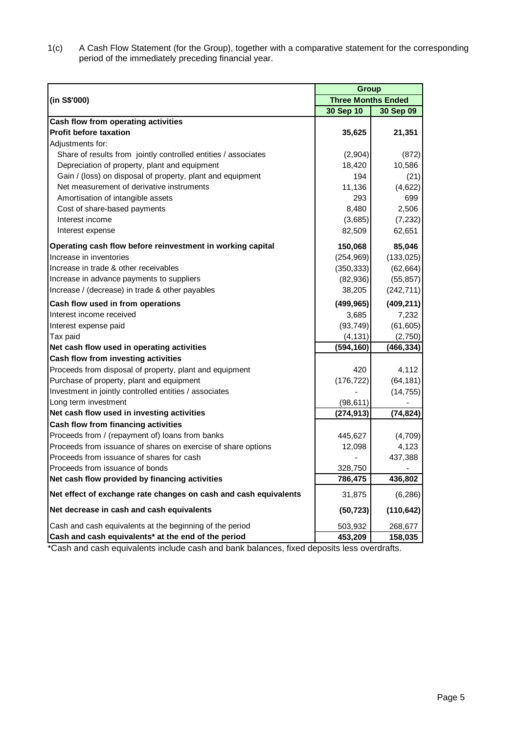1(c) A Cash Flow Statement (for the Group), together with a comparative statement for the corresponding period of the immediately preceding financial year.

| (in S$'000) | Group | |
|---|---|---|
| | **Three Months Ended** | |
| | **30 Sep 10** | **30 Sep 09** |
| **Cash flow from operating activities** | | |
| **Profit before taxation** | **35,625** | **21,351** |
| Adjustments for: | | |
| Share of results from jointly controlled entities / associates | (2,904) | (872) |
| Depreciation of property, plant and equipment | 18,420 | 10,586 |
| Gain / (loss) on disposal of property, plant and equipment | 194 | (21) |
| Net measurement of derivative instruments | 11,136 | (4,622) |
| Amortisation of intangible assets | 293 | 699 |
| Cost of share-based payments | 8,480 | 2,506 |
| Interest income | (3,685) | (7,232) |
| Interest expense | 82,509 | 62,651 |
| **Operating cash flow before reinvestment in working capital** | **150,068** | **85,046** |
| Increase in inventories | (254,969) | (133,025) |
| Increase in trade & other receivables | (350,333) | (62,664) |
| Increase in advance payments to suppliers | (82,936) | (55,857) |
| Increase / (decrease) in trade & other payables | 38,205 | (242,711) |
| **Cash flow used in from operations** | **(499,965)** | **(409,211)** |
| Interest income received | 3,685 | 7,232 |
| Interest expense paid | (93,749) | (61,605) |
| Tax paid | (4,131) | (2,750) |
| **Net cash flow used in operating activities** | **(594,160)** | **(466,334)** |
| **Cash flow from investing activities** | | |
| Proceeds from disposal of property, plant and equipment | 420 | 4,112 |
| Purchase of property, plant and equipment | (176,722) | (64,181) |
| Investment in jointly controlled entities / associates | - | (14,755) |
| Long term investment | (98,611) | - |
| **Net cash flow used in investing activities** | **(274,913)** | **(74,824)** |
| **Cash flow from financing activities** | | |
| Proceeds from / (repayment of) loans from banks | 445,627 | (4,709) |
| Proceeds from issuance of shares on exercise of share options | 12,098 | 4,123 |
| Proceeds from issuance of shares for cash | - | 437,388 |
| Proceeds from issuance of bonds | 328,750 | - |
| **Net cash flow provided by financing activities** | **786,475** | **436,802** |
| **Net effect of exchange rate changes on cash and cash equivalents** | 31,875 | (6,286) |
| **Net decrease in cash and cash equivalents** | **(50,723)** | **(110,642)** |
| Cash and cash equivalents at the beginning of the period | 503,932 | 268,677 |
| **Cash and cash equivalents* at the end of the period** | **453,209** | **158,035** |

*Cash and cash equivalents include cash and bank balances, fixed deposits less overdrafts.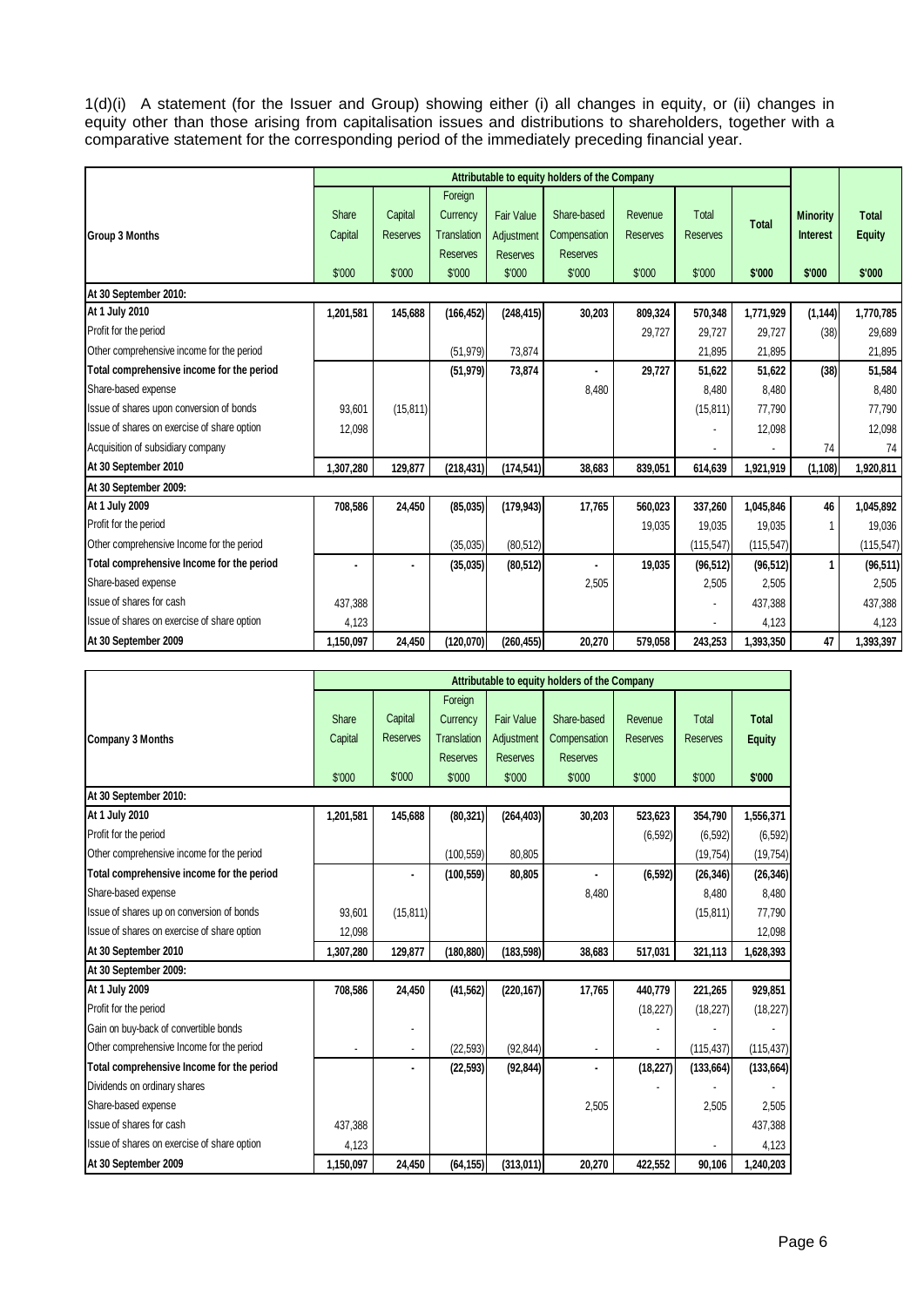1(d)(i) A statement (for the Issuer and Group) showing either (i) all changes in equity, or (ii) changes in equity other than those arising from capitalisation issues and distributions to shareholders, together with a comparative statement for the corresponding period of the immediately preceding financial year.

| Group 3 Months | Attributable to equity holders of the Company | | | | | | | | | |
|---|---|---|---|---|---|---|---|---|---|---|
| | Share Capital | Capital Reserves | Foreign Currency Translation Reserves | Fair Value Adjustment Reserves | Share-based Compensation Reserves | Revenue Reserves | Total Reserves | **Total** | **Minority Interest** | **Total Equity** |
| | $'000 | $'000 | $'000 | $'000 | $'000 | $'000 | $'000 | **$'000** | **$'000** | **$'000** |
| **At 30 September 2010:** | | | | | | | | | | |
| **At 1 July 2010** | **1,201,581** | **145,688** | **(166,452)** | **(248,415)** | **30,203** | **809,324** | **570,348** | **1,771,929** | **(1,144)** | **1,770,785** |
| Profit for the period | | | | | | 29,727 | 29,727 | 29,727 | (38) | 29,689 |
| Other comprehensive income for the period | | | (51,979) | 73,874 | | | 21,895 | 21,895 | | 21,895 |
| **Total comprehensive income for the period** | | | **(51,979)** | **73,874** | **-** | **29,727** | **51,622** | **51,622** | **(38)** | **51,584** |
| Share-based expense | | | | | 8,480 | | 8,480 | 8,480 | | 8,480 |
| Issue of shares upon conversion of bonds | 93,601 | (15,811) | | | | | (15,811) | 77,790 | | 77,790 |
| Issue of shares on exercise of share option | 12,098 | | | | | | - | 12,098 | | 12,098 |
| Acquisition of subsidiary company | | | | | | | - | - | 74 | 74 |
| **At 30 September 2010** | **1,307,280** | **129,877** | **(218,431)** | **(174,541)** | **38,683** | **839,051** | **614,639** | **1,921,919** | **(1,108)** | **1,920,811** |
| **At 30 September 2009:** | | | | | | | | | | |
| **At 1 July 2009** | **708,586** | **24,450** | **(85,035)** | **(179,943)** | **17,765** | **560,023** | **337,260** | **1,045,846** | **46** | **1,045,892** |
| Profit for the period | | | | | | 19,035 | 19,035 | 19,035 | 1 | 19,036 |
| Other comprehensive Income for the period | | | (35,035) | (80,512) | | | (115,547) | (115,547) | | (115,547) |
| **Total comprehensive Income for the period** | **-** | **-** | **(35,035)** | **(80,512)** | **-** | **19,035** | **(96,512)** | **(96,512)** | **1** | **(96,511)** |
| Share-based expense | | | | | 2,505 | | 2,505 | 2,505 | | 2,505 |
| Issue of shares for cash | 437,388 | | | | | | - | 437,388 | | 437,388 |
| Issue of shares on exercise of share option | 4,123 | | | | | | - | 4,123 | | 4,123 |
| **At 30 September 2009** | **1,150,097** | **24,450** | **(120,070)** | **(260,455)** | **20,270** | **579,058** | **243,253** | **1,393,350** | **47** | **1,393,397** |

| Company 3 Months | Attributable to equity holders of the Company | | | | | | | |
|---|---|---|---|---|---|---|---|---|
| | Share Capital | Capital Reserves | Foreign Currency Translation Reserves | Fair Value Adjustment Reserves | Share-based Compensation Reserves | Revenue Reserves | Total Reserves | **Total Equity** |
| | $'000 | $'000 | $'000 | $'000 | $'000 | $'000 | $'000 | **$'000** |
| **At 30 September 2010:** | | | | | | | | |
| **At 1 July 2010** | **1,201,581** | **145,688** | **(80,321)** | **(264,403)** | **30,203** | **523,623** | **354,790** | **1,556,371** |
| Profit for the period | | | | | | (6,592) | (6,592) | (6,592) |
| Other comprehensive income for the period | | | (100,559) | 80,805 | | | (19,754) | (19,754) |
| **Total comprehensive income for the period** | | **-** | **(100,559)** | **80,805** | **-** | **(6,592)** | **(26,346)** | **(26,346)** |
| Share-based expense | | | | | 8,480 | | 8,480 | 8,480 |
| Issue of shares up on conversion of bonds | 93,601 | (15,811) | | | | | (15,811) | 77,790 |
| Issue of shares on exercise of share option | 12,098 | | | | | | | 12,098 |
| **At 30 September 2010** | **1,307,280** | **129,877** | **(180,880)** | **(183,598)** | **38,683** | **517,031** | **321,113** | **1,628,393** |
| **At 30 September 2009:** | | | | | | | | |
| **At 1 July 2009** | **708,586** | **24,450** | **(41,562)** | **(220,167)** | **17,765** | **440,779** | **221,265** | **929,851** |
| Profit for the period | | | | | | (18,227) | (18,227) | (18,227) |
| Gain on buy-back of convertible bonds | | - | | | | | - | - |
| Other comprehensive Income for the period | - | - | (22,593) | (92,844) | - | - | (115,437) | (115,437) |
| **Total comprehensive Income for the period** | | **-** | **(22,593)** | **(92,844)** | **-** | **(18,227)** | **(133,664)** | **(133,664)** |
| Dividends on ordinary shares | | | | | | - | - | - |
| Share-based expense | | | | | 2,505 | | 2,505 | 2,505 |
| Issue of shares for cash | 437,388 | | | | | | | 437,388 |
| Issue of shares on exercise of share option | 4,123 | | | | | | - | 4,123 |
| **At 30 September 2009** | **1,150,097** | **24,450** | **(64,155)** | **(313,011)** | **20,270** | **422,552** | **90,106** | **1,240,203** |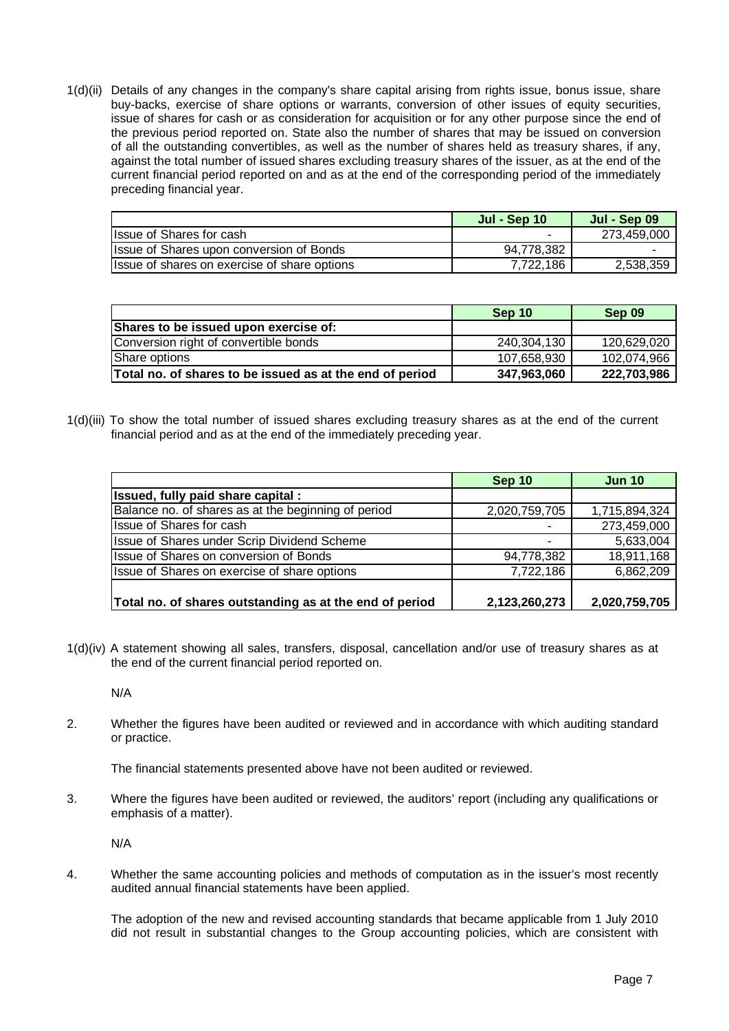1(d)(ii) Details of any changes in the company's share capital arising from rights issue, bonus issue, share buy-backs, exercise of share options or warrants, conversion of other issues of equity securities, issue of shares for cash or as consideration for acquisition or for any other purpose since the end of the previous period reported on. State also the number of shares that may be issued on conversion of all the outstanding convertibles, as well as the number of shares held as treasury shares, if any, against the total number of issued shares excluding treasury shares of the issuer, as at the end of the current financial period reported on and as at the end of the corresponding period of the immediately preceding financial year.

| | Jul - Sep 10 | Jul - Sep 09 |
|---|---|---|
| Issue of Shares for cash | - | 273,459,000 |
| Issue of Shares upon conversion of Bonds | 94,778,382 | - |
| Issue of shares on exercise of share options | 7,722,186 | 2,538,359 |

| | Sep 10 | Sep 09 |
|---|---|---|
| **Shares to be issued upon exercise of:** | | |
| Conversion right of convertible bonds | 240,304,130 | 120,629,020 |
| Share options | 107,658,930 | 102,074,966 |
| **Total no. of shares to be issued as at the end of period** | **347,963,060** | **222,703,986** |

1(d)(iii) To show the total number of issued shares excluding treasury shares as at the end of the current financial period and as at the end of the immediately preceding year.

| | Sep 10 | Jun 10 |
|---|---|---|
| **Issued, fully paid share capital :** | | |
| Balance no. of shares as at the beginning of period | 2,020,759,705 | 1,715,894,324 |
| Issue of Shares for cash | - | 273,459,000 |
| Issue of Shares under Scrip Dividend Scheme | - | 5,633,004 |
| Issue of Shares on conversion of Bonds | 94,778,382 | 18,911,168 |
| Issue of Shares on exercise of share options | 7,722,186 | 6,862,209 |
| **Total no. of shares outstanding as at the end of period** | **2,123,260,273** | **2,020,759,705** |

1(d)(iv) A statement showing all sales, transfers, disposal, cancellation and/or use of treasury shares as at the end of the current financial period reported on.

N/A

2. Whether the figures have been audited or reviewed and in accordance with which auditing standard or practice.

The financial statements presented above have not been audited or reviewed.

3. Where the figures have been audited or reviewed, the auditors' report (including any qualifications or emphasis of a matter).

N/A

4. Whether the same accounting policies and methods of computation as in the issuer's most recently audited annual financial statements have been applied.

The adoption of the new and revised accounting standards that became applicable from 1 July 2010 did not result in substantial changes to the Group accounting policies, which are consistent with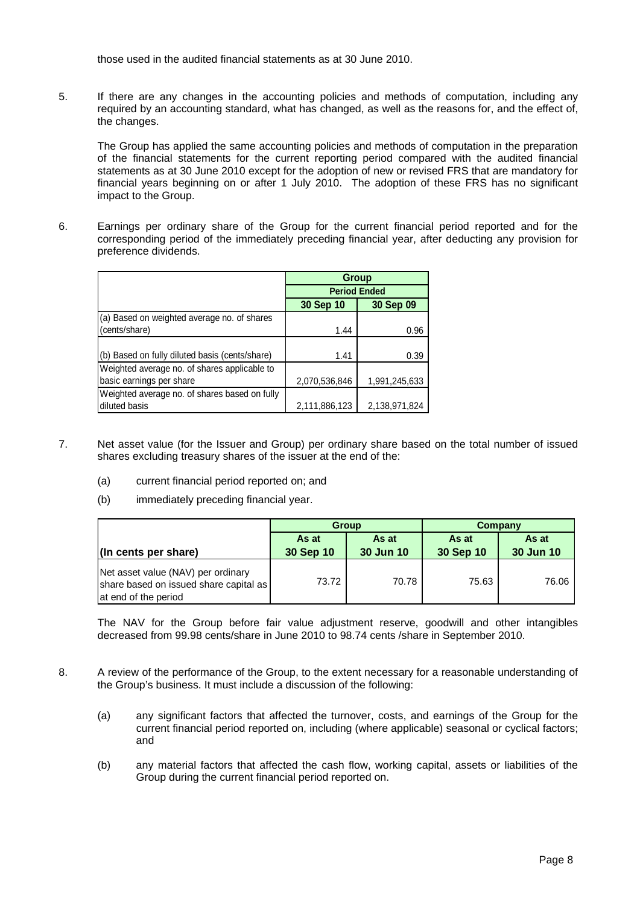those used in the audited financial statements as at 30 June 2010.

5. If there are any changes in the accounting policies and methods of computation, including any required by an accounting standard, what has changed, as well as the reasons for, and the effect of, the changes.

   The Group has applied the same accounting policies and methods of computation in the preparation of the financial statements for the current reporting period compared with the audited financial statements as at 30 June 2010 except for the adoption of new or revised FRS that are mandatory for financial years beginning on or after 1 July 2010. The adoption of these FRS has no significant impact to the Group.

6. Earnings per ordinary share of the Group for the current financial period reported and for the corresponding period of the immediately preceding financial year, after deducting any provision for preference dividends.

| | Group | |
|---|---|---|
| | Period Ended | |
| | 30 Sep 10 | 30 Sep 09 |
| (a) Based on weighted average no. of shares (cents/share) | 1.44 | 0.96 |
| (b) Based on fully diluted basis (cents/share) | 1.41 | 0.39 |
| Weighted average no. of shares applicable to basic earnings per share | 2,070,536,846 | 1,991,245,633 |
| Weighted average no. of shares based on fully diluted basis | 2,111,886,123 | 2,138,971,824 |

7. Net asset value (for the Issuer and Group) per ordinary share based on the total number of issued shares excluding treasury shares of the issuer at the end of the:

   (a) current financial period reported on; and

   (b) immediately preceding financial year.

| | Group | | Company | |
|---|---|---|---|---|
| | As at | As at | As at | As at |
| (In cents per share) | 30 Sep 10 | 30 Jun 10 | 30 Sep 10 | 30 Jun 10 |
| Net asset value (NAV) per ordinary share based on issued share capital as at end of the period | 73.72 | 70.78 | 75.63 | 76.06 |

The NAV for the Group before fair value adjustment reserve, goodwill and other intangibles decreased from 99.98 cents/share in June 2010 to 98.74 cents /share in September 2010.

8. A review of the performance of the Group, to the extent necessary for a reasonable understanding of the Group's business. It must include a discussion of the following:

   (a) any significant factors that affected the turnover, costs, and earnings of the Group for the current financial period reported on, including (where applicable) seasonal or cyclical factors; and

   (b) any material factors that affected the cash flow, working capital, assets or liabilities of the Group during the current financial period reported on.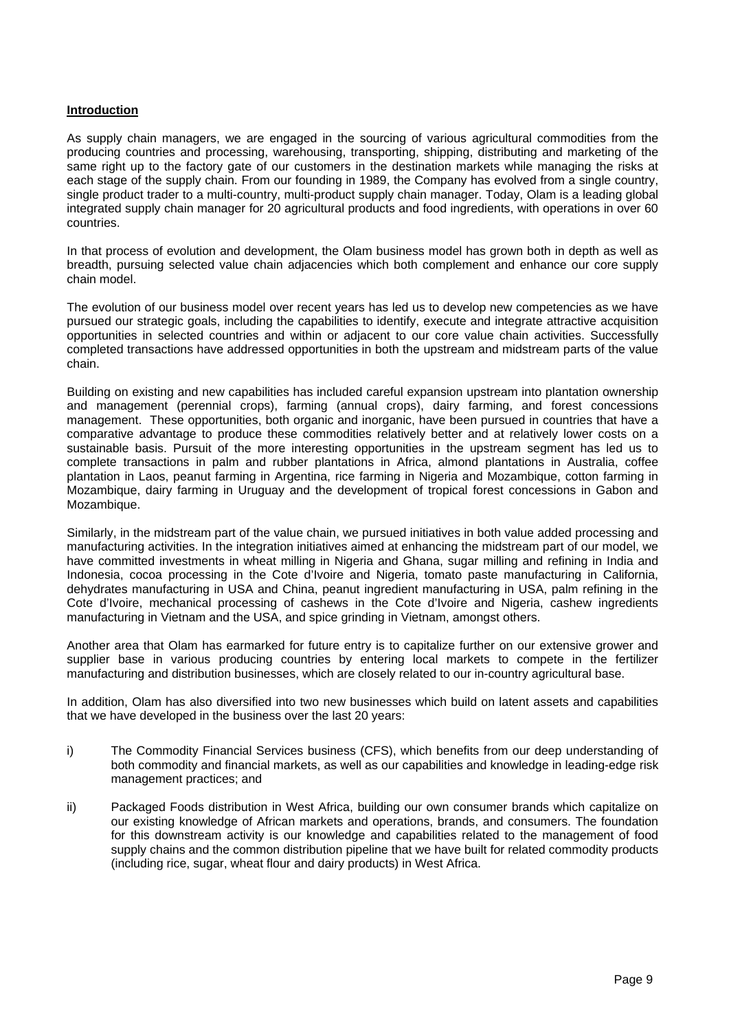**Introduction**

As supply chain managers, we are engaged in the sourcing of various agricultural commodities from the producing countries and processing, warehousing, transporting, shipping, distributing and marketing of the same right up to the factory gate of our customers in the destination markets while managing the risks at each stage of the supply chain. From our founding in 1989, the Company has evolved from a single country, single product trader to a multi-country, multi-product supply chain manager. Today, Olam is a leading global integrated supply chain manager for 20 agricultural products and food ingredients, with operations in over 60 countries.

In that process of evolution and development, the Olam business model has grown both in depth as well as breadth, pursuing selected value chain adjacencies which both complement and enhance our core supply chain model.

The evolution of our business model over recent years has led us to develop new competencies as we have pursued our strategic goals, including the capabilities to identify, execute and integrate attractive acquisition opportunities in selected countries and within or adjacent to our core value chain activities. Successfully completed transactions have addressed opportunities in both the upstream and midstream parts of the value chain.

Building on existing and new capabilities has included careful expansion upstream into plantation ownership and management (perennial crops), farming (annual crops), dairy farming, and forest concessions management. These opportunities, both organic and inorganic, have been pursued in countries that have a comparative advantage to produce these commodities relatively better and at relatively lower costs on a sustainable basis. Pursuit of the more interesting opportunities in the upstream segment has led us to complete transactions in palm and rubber plantations in Africa, almond plantations in Australia, coffee plantation in Laos, peanut farming in Argentina, rice farming in Nigeria and Mozambique, cotton farming in Mozambique, dairy farming in Uruguay and the development of tropical forest concessions in Gabon and Mozambique.

Similarly, in the midstream part of the value chain, we pursued initiatives in both value added processing and manufacturing activities. In the integration initiatives aimed at enhancing the midstream part of our model, we have committed investments in wheat milling in Nigeria and Ghana, sugar milling and refining in India and Indonesia, cocoa processing in the Cote d'Ivoire and Nigeria, tomato paste manufacturing in California, dehydrates manufacturing in USA and China, peanut ingredient manufacturing in USA, palm refining in the Cote d'Ivoire, mechanical processing of cashews in the Cote d'Ivoire and Nigeria, cashew ingredients manufacturing in Vietnam and the USA, and spice grinding in Vietnam, amongst others.

Another area that Olam has earmarked for future entry is to capitalize further on our extensive grower and supplier base in various producing countries by entering local markets to compete in the fertilizer manufacturing and distribution businesses, which are closely related to our in-country agricultural base.

In addition, Olam has also diversified into two new businesses which build on latent assets and capabilities that we have developed in the business over the last 20 years:

i) The Commodity Financial Services business (CFS), which benefits from our deep understanding of both commodity and financial markets, as well as our capabilities and knowledge in leading-edge risk management practices; and

ii) Packaged Foods distribution in West Africa, building our own consumer brands which capitalize on our existing knowledge of African markets and operations, brands, and consumers. The foundation for this downstream activity is our knowledge and capabilities related to the management of food supply chains and the common distribution pipeline that we have built for related commodity products (including rice, sugar, wheat flour and dairy products) in West Africa.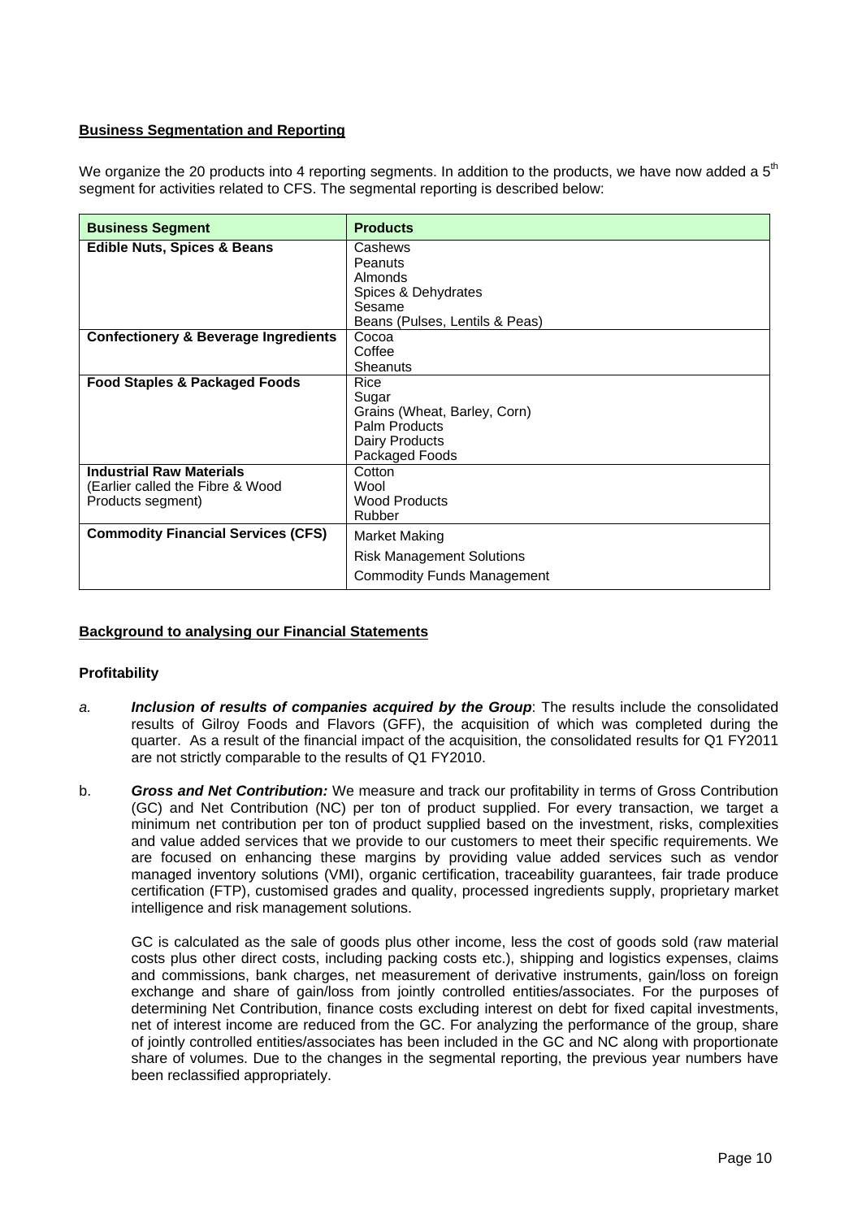**Business Segmentation and Reporting**

We organize the 20 products into 4 reporting segments. In addition to the products, we have now added a 5th segment for activities related to CFS. The segmental reporting is described below:

| Business Segment | Products |
|---|---|
| **Edible Nuts, Spices & Beans** | Cashews<br>Peanuts<br>Almonds<br>Spices & Dehydrates<br>Sesame<br>Beans (Pulses, Lentils & Peas) |
| **Confectionery & Beverage Ingredients** | Cocoa<br>Coffee<br>Sheanuts |
| **Food Staples & Packaged Foods** | Rice<br>Sugar<br>Grains (Wheat, Barley, Corn)<br>Palm Products<br>Dairy Products<br>Packaged Foods |
| **Industrial Raw Materials**<br>(Earlier called the Fibre & Wood Products segment) | Cotton<br>Wool<br>Wood Products<br>Rubber |
| **Commodity Financial Services (CFS)** | Market Making<br>Risk Management Solutions<br>Commodity Funds Management |

**Background to analysing our Financial Statements**

**Profitability**

*a.* ***Inclusion of results of companies acquired by the Group***: The results include the consolidated results of Gilroy Foods and Flavors (GFF), the acquisition of which was completed during the quarter. As a result of the financial impact of the acquisition, the consolidated results for Q1 FY2011 are not strictly comparable to the results of Q1 FY2010.

b. ***Gross and Net Contribution:*** We measure and track our profitability in terms of Gross Contribution (GC) and Net Contribution (NC) per ton of product supplied. For every transaction, we target a minimum net contribution per ton of product supplied based on the investment, risks, complexities and value added services that we provide to our customers to meet their specific requirements. We are focused on enhancing these margins by providing value added services such as vendor managed inventory solutions (VMI), organic certification, traceability guarantees, fair trade produce certification (FTP), customised grades and quality, processed ingredients supply, proprietary market intelligence and risk management solutions.

GC is calculated as the sale of goods plus other income, less the cost of goods sold (raw material costs plus other direct costs, including packing costs etc.), shipping and logistics expenses, claims and commissions, bank charges, net measurement of derivative instruments, gain/loss on foreign exchange and share of gain/loss from jointly controlled entities/associates. For the purposes of determining Net Contribution, finance costs excluding interest on debt for fixed capital investments, net of interest income are reduced from the GC. For analyzing the performance of the group, share of jointly controlled entities/associates has been included in the GC and NC along with proportionate share of volumes. Due to the changes in the segmental reporting, the previous year numbers have been reclassified appropriately.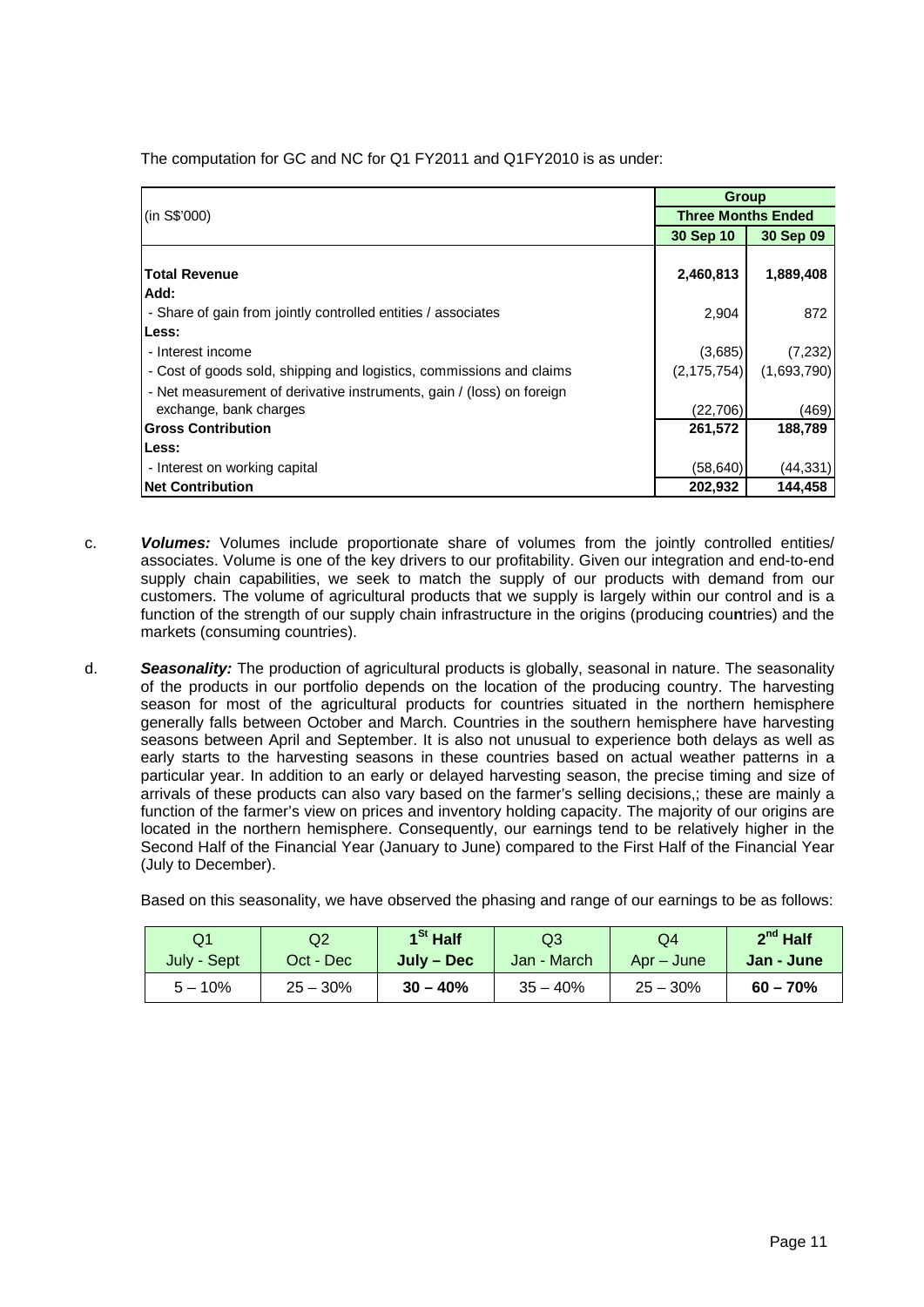The computation for GC and NC for Q1 FY2011 and Q1FY2010 is as under:

| (in S$'000) | Group | |
|---|---|---|
| | Three Months Ended | |
| | 30 Sep 10 | 30 Sep 09 |
| **Total Revenue** | **2,460,813** | **1,889,408** |
| **Add:** | | |
| - Share of gain from jointly controlled entities / associates | 2,904 | 872 |
| **Less:** | | |
| - Interest income | (3,685) | (7,232) |
| - Cost of goods sold, shipping and logistics, commissions and claims | (2,175,754) | (1,693,790) |
| - Net measurement of derivative instruments, gain / (loss) on foreign exchange, bank charges | (22,706) | (469) |
| **Gross Contribution** | **261,572** | **188,789** |
| **Less:** | | |
| - Interest on working capital | (58,640) | (44,331) |
| **Net Contribution** | **202,932** | **144,458** |

c. ***Volumes:*** Volumes include proportionate share of volumes from the jointly controlled entities/ associates. Volume is one of the key drivers to our profitability. Given our integration and end-to-end supply chain capabilities, we seek to match the supply of our products with demand from our customers. The volume of agricultural products that we supply is largely within our control and is a function of the strength of our supply chain infrastructure in the origins (producing countries) and the markets (consuming countries).

d. ***Seasonality:*** The production of agricultural products is globally, seasonal in nature. The seasonality of the products in our portfolio depends on the location of the producing country. The harvesting season for most of the agricultural products for countries situated in the northern hemisphere generally falls between October and March. Countries in the southern hemisphere have harvesting seasons between April and September. It is also not unusual to experience both delays as well as early starts to the harvesting seasons in these countries based on actual weather patterns in a particular year. In addition to an early or delayed harvesting season, the precise timing and size of arrivals of these products can also vary based on the farmer's selling decisions,; these are mainly a function of the farmer's view on prices and inventory holding capacity. The majority of our origins are located in the northern hemisphere. Consequently, our earnings tend to be relatively higher in the Second Half of the Financial Year (January to June) compared to the First Half of the Financial Year (July to December).

Based on this seasonality, we have observed the phasing and range of our earnings to be as follows:

| Q1 July - Sept | Q2 Oct - Dec | **1st Half July – Dec** | Q3 Jan - March | Q4 Apr – June | **2nd Half Jan - June** |
|---|---|---|---|---|---|
| 5 – 10% | 25 – 30% | **30 – 40%** | 35 – 40% | 25 – 30% | **60 – 70%** |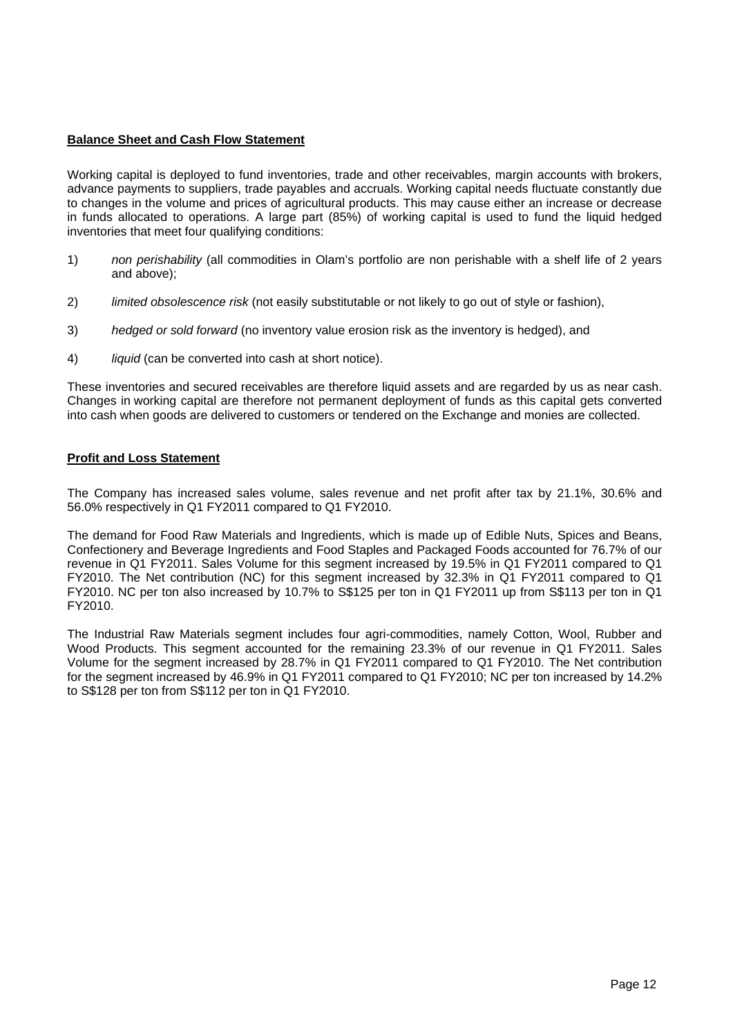**Balance Sheet and Cash Flow Statement**

Working capital is deployed to fund inventories, trade and other receivables, margin accounts with brokers, advance payments to suppliers, trade payables and accruals. Working capital needs fluctuate constantly due to changes in the volume and prices of agricultural products. This may cause either an increase or decrease in funds allocated to operations. A large part (85%) of working capital is used to fund the liquid hedged inventories that meet four qualifying conditions:

1) *non perishability* (all commodities in Olam's portfolio are non perishable with a shelf life of 2 years and above);

2) *limited obsolescence risk* (not easily substitutable or not likely to go out of style or fashion),

3) *hedged or sold forward* (no inventory value erosion risk as the inventory is hedged), and

4) *liquid* (can be converted into cash at short notice).

These inventories and secured receivables are therefore liquid assets and are regarded by us as near cash. Changes in working capital are therefore not permanent deployment of funds as this capital gets converted into cash when goods are delivered to customers or tendered on the Exchange and monies are collected.

**Profit and Loss Statement**

The Company has increased sales volume, sales revenue and net profit after tax by 21.1%, 30.6% and 56.0% respectively in Q1 FY2011 compared to Q1 FY2010.

The demand for Food Raw Materials and Ingredients, which is made up of Edible Nuts, Spices and Beans, Confectionery and Beverage Ingredients and Food Staples and Packaged Foods accounted for 76.7% of our revenue in Q1 FY2011. Sales Volume for this segment increased by 19.5% in Q1 FY2011 compared to Q1 FY2010. The Net contribution (NC) for this segment increased by 32.3% in Q1 FY2011 compared to Q1 FY2010. NC per ton also increased by 10.7% to S$125 per ton in Q1 FY2011 up from S$113 per ton in Q1 FY2010.

The Industrial Raw Materials segment includes four agri-commodities, namely Cotton, Wool, Rubber and Wood Products. This segment accounted for the remaining 23.3% of our revenue in Q1 FY2011. Sales Volume for the segment increased by 28.7% in Q1 FY2011 compared to Q1 FY2010. The Net contribution for the segment increased by 46.9% in Q1 FY2011 compared to Q1 FY2010; NC per ton increased by 14.2% to S$128 per ton from S$112 per ton in Q1 FY2010.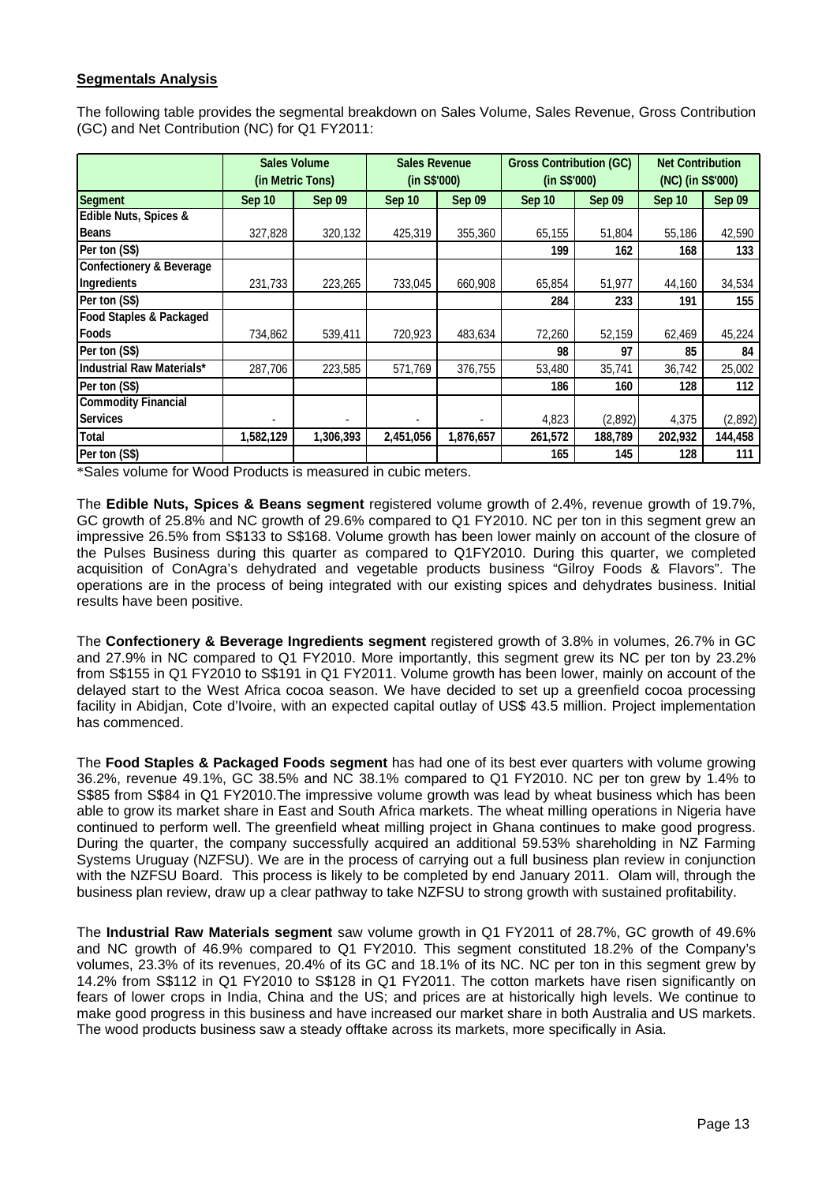**Segmentals Analysis**

The following table provides the segmental breakdown on Sales Volume, Sales Revenue, Gross Contribution (GC) and Net Contribution (NC) for Q1 FY2011:

| | Sales Volume (in Metric Tons) | | Sales Revenue (in S$'000) | | Gross Contribution (GC) (in S$'000) | | Net Contribution (NC) (in S$'000) | |
|---|---|---|---|---|---|---|---|---|
| **Segment** | **Sep 10** | **Sep 09** | **Sep 10** | **Sep 09** | **Sep 10** | **Sep 09** | **Sep 10** | **Sep 09** |
| **Edible Nuts, Spices & Beans** | 327,828 | 320,132 | 425,319 | 355,360 | 65,155 | 51,804 | 55,186 | 42,590 |
| **Per ton (S$)** | | | | | **199** | **162** | **168** | **133** |
| **Confectionery & Beverage Ingredients** | 231,733 | 223,265 | 733,045 | 660,908 | 65,854 | 51,977 | 44,160 | 34,534 |
| **Per ton (S$)** | | | | | **284** | **233** | **191** | **155** |
| **Food Staples & Packaged Foods** | 734,862 | 539,411 | 720,923 | 483,634 | 72,260 | 52,159 | 62,469 | 45,224 |
| **Per ton (S$)** | | | | | **98** | **97** | **85** | **84** |
| **Industrial Raw Materials*** | 287,706 | 223,585 | 571,769 | 376,755 | 53,480 | 35,741 | 36,742 | 25,002 |
| **Per ton (S$)** | | | | | **186** | **160** | **128** | **112** |
| **Commodity Financial Services** | - | - | - | - | 4,823 | (2,892) | 4,375 | (2,892) |
| **Total** | **1,582,129** | **1,306,393** | **2,451,056** | **1,876,657** | **261,572** | **188,789** | **202,932** | **144,458** |
| **Per ton (S$)** | | | | | **165** | **145** | **128** | **111** |

*Sales volume for Wood Products is measured in cubic meters.

The **Edible Nuts, Spices & Beans segment** registered volume growth of 2.4%, revenue growth of 19.7%, GC growth of 25.8% and NC growth of 29.6% compared to Q1 FY2010. NC per ton in this segment grew an impressive 26.5% from S$133 to S$168. Volume growth has been lower mainly on account of the closure of the Pulses Business during this quarter as compared to Q1FY2010. During this quarter, we completed acquisition of ConAgra's dehydrated and vegetable products business "Gilroy Foods & Flavors". The operations are in the process of being integrated with our existing spices and dehydrates business. Initial results have been positive.

The **Confectionery & Beverage Ingredients segment** registered growth of 3.8% in volumes, 26.7% in GC and 27.9% in NC compared to Q1 FY2010. More importantly, this segment grew its NC per ton by 23.2% from S$155 in Q1 FY2010 to S$191 in Q1 FY2011. Volume growth has been lower, mainly on account of the delayed start to the West Africa cocoa season. We have decided to set up a greenfield cocoa processing facility in Abidjan, Cote d'Ivoire, with an expected capital outlay of US$ 43.5 million. Project implementation has commenced.

The **Food Staples & Packaged Foods segment** has had one of its best ever quarters with volume growing 36.2%, revenue 49.1%, GC 38.5% and NC 38.1% compared to Q1 FY2010. NC per ton grew by 1.4% to S$85 from S$84 in Q1 FY2010.The impressive volume growth was lead by wheat business which has been able to grow its market share in East and South Africa markets. The wheat milling operations in Nigeria have continued to perform well. The greenfield wheat milling project in Ghana continues to make good progress. During the quarter, the company successfully acquired an additional 59.53% shareholding in NZ Farming Systems Uruguay (NZFSU). We are in the process of carrying out a full business plan review in conjunction with the NZFSU Board. This process is likely to be completed by end January 2011. Olam will, through the business plan review, draw up a clear pathway to take NZFSU to strong growth with sustained profitability.

The **Industrial Raw Materials segment** saw volume growth in Q1 FY2011 of 28.7%, GC growth of 49.6% and NC growth of 46.9% compared to Q1 FY2010. This segment constituted 18.2% of the Company's volumes, 23.3% of its revenues, 20.4% of its GC and 18.1% of its NC. NC per ton in this segment grew by 14.2% from S$112 in Q1 FY2010 to S$128 in Q1 FY2011. The cotton markets have risen significantly on fears of lower crops in India, China and the US; and prices are at historically high levels. We continue to make good progress in this business and have increased our market share in both Australia and US markets. The wood products business saw a steady offtake across its markets, more specifically in Asia.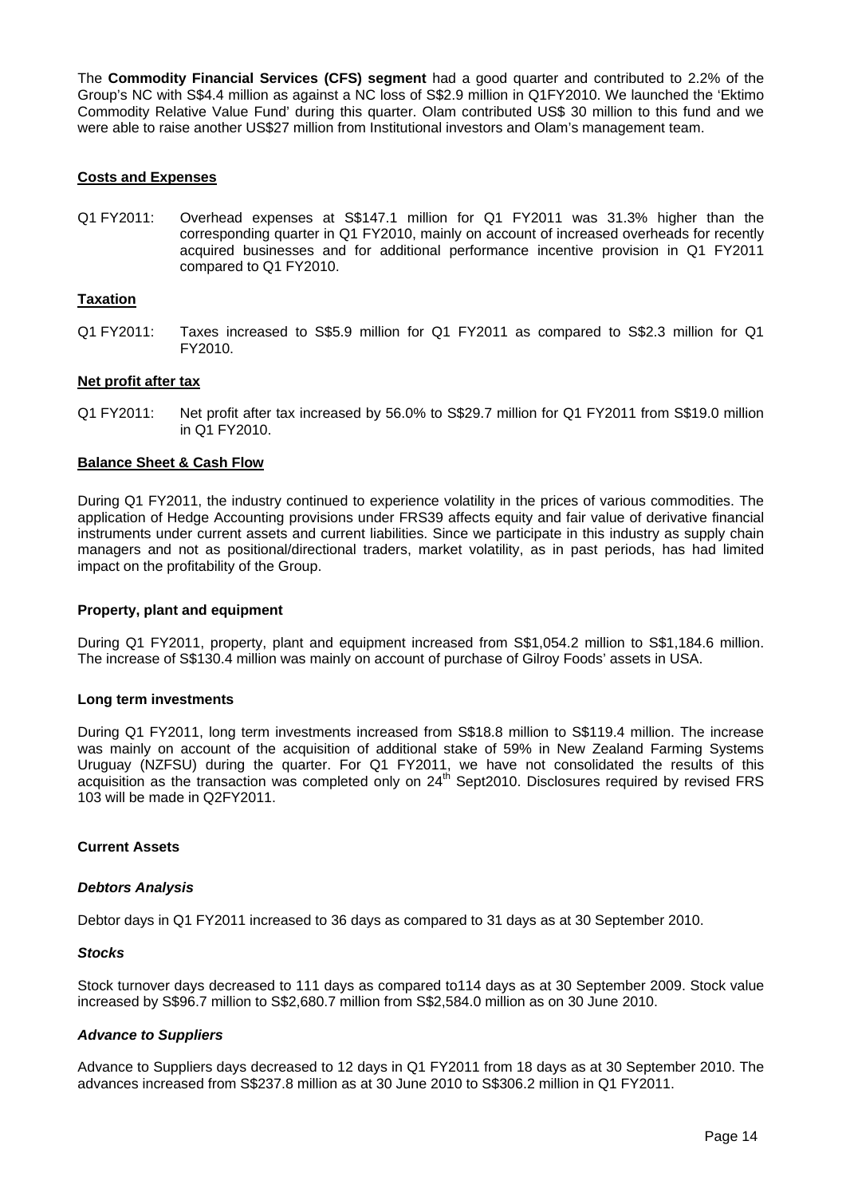The **Commodity Financial Services (CFS) segment** had a good quarter and contributed to 2.2% of the Group's NC with S$4.4 million as against a NC loss of S$2.9 million in Q1FY2010. We launched the 'Ektimo Commodity Relative Value Fund' during this quarter. Olam contributed US$ 30 million to this fund and we were able to raise another US$27 million from Institutional investors and Olam's management team.

**Costs and Expenses**

Q1 FY2011: Overhead expenses at S$147.1 million for Q1 FY2011 was 31.3% higher than the corresponding quarter in Q1 FY2010, mainly on account of increased overheads for recently acquired businesses and for additional performance incentive provision in Q1 FY2011 compared to Q1 FY2010.

**Taxation**

Q1 FY2011: Taxes increased to S$5.9 million for Q1 FY2011 as compared to S$2.3 million for Q1 FY2010.

**Net profit after tax**

Q1 FY2011: Net profit after tax increased by 56.0% to S$29.7 million for Q1 FY2011 from S$19.0 million in Q1 FY2010.

**Balance Sheet & Cash Flow**

During Q1 FY2011, the industry continued to experience volatility in the prices of various commodities. The application of Hedge Accounting provisions under FRS39 affects equity and fair value of derivative financial instruments under current assets and current liabilities. Since we participate in this industry as supply chain managers and not as positional/directional traders, market volatility, as in past periods, has had limited impact on the profitability of the Group.

**Property, plant and equipment**

During Q1 FY2011, property, plant and equipment increased from S$1,054.2 million to S$1,184.6 million. The increase of S$130.4 million was mainly on account of purchase of Gilroy Foods' assets in USA.

**Long term investments**

During Q1 FY2011, long term investments increased from S$18.8 million to S$119.4 million. The increase was mainly on account of the acquisition of additional stake of 59% in New Zealand Farming Systems Uruguay (NZFSU) during the quarter. For Q1 FY2011, we have not consolidated the results of this acquisition as the transaction was completed only on 24th Sept2010. Disclosures required by revised FRS 103 will be made in Q2FY2011.

**Current Assets**

***Debtors Analysis***

Debtor days in Q1 FY2011 increased to 36 days as compared to 31 days as at 30 September 2010.

***Stocks***

Stock turnover days decreased to 111 days as compared to114 days as at 30 September 2009. Stock value increased by S$96.7 million to S$2,680.7 million from S$2,584.0 million as on 30 June 2010.

***Advance to Suppliers***

Advance to Suppliers days decreased to 12 days in Q1 FY2011 from 18 days as at 30 September 2010. The advances increased from S$237.8 million as at 30 June 2010 to S$306.2 million in Q1 FY2011.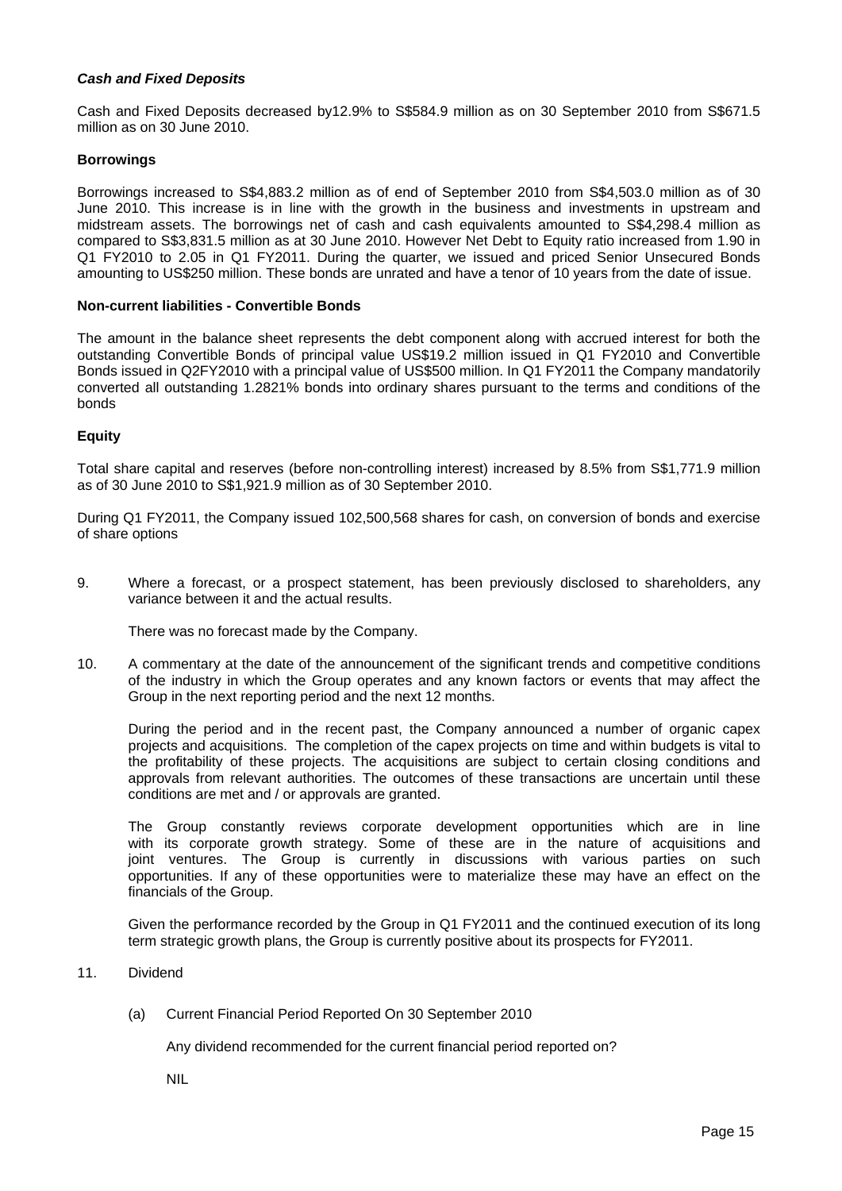***Cash and Fixed Deposits***

Cash and Fixed Deposits decreased by12.9% to S$584.9 million as on 30 September 2010 from S$671.5 million as on 30 June 2010.

**Borrowings**

Borrowings increased to S$4,883.2 million as of end of September 2010 from S$4,503.0 million as of 30 June 2010. This increase is in line with the growth in the business and investments in upstream and midstream assets. The borrowings net of cash and cash equivalents amounted to S$4,298.4 million as compared to S$3,831.5 million as at 30 June 2010. However Net Debt to Equity ratio increased from 1.90 in Q1 FY2010 to 2.05 in Q1 FY2011. During the quarter, we issued and priced Senior Unsecured Bonds amounting to US$250 million. These bonds are unrated and have a tenor of 10 years from the date of issue.

**Non-current liabilities - Convertible Bonds**

The amount in the balance sheet represents the debt component along with accrued interest for both the outstanding Convertible Bonds of principal value US$19.2 million issued in Q1 FY2010 and Convertible Bonds issued in Q2FY2010 with a principal value of US$500 million. In Q1 FY2011 the Company mandatorily converted all outstanding 1.2821% bonds into ordinary shares pursuant to the terms and conditions of the bonds

**Equity**

Total share capital and reserves (before non-controlling interest) increased by 8.5% from S$1,771.9 million as of 30 June 2010 to S$1,921.9 million as of 30 September 2010.

During Q1 FY2011, the Company issued 102,500,568 shares for cash, on conversion of bonds and exercise of share options

9. Where a forecast, or a prospect statement, has been previously disclosed to shareholders, any variance between it and the actual results.

   There was no forecast made by the Company.

10. A commentary at the date of the announcement of the significant trends and competitive conditions of the industry in which the Group operates and any known factors or events that may affect the Group in the next reporting period and the next 12 months.

    During the period and in the recent past, the Company announced a number of organic capex projects and acquisitions. The completion of the capex projects on time and within budgets is vital to the profitability of these projects. The acquisitions are subject to certain closing conditions and approvals from relevant authorities. The outcomes of these transactions are uncertain until these conditions are met and / or approvals are granted.

    The Group constantly reviews corporate development opportunities which are in line with its corporate growth strategy. Some of these are in the nature of acquisitions and joint ventures. The Group is currently in discussions with various parties on such opportunities. If any of these opportunities were to materialize these may have an effect on the financials of the Group.

    Given the performance recorded by the Group in Q1 FY2011 and the continued execution of its long term strategic growth plans, the Group is currently positive about its prospects for FY2011.

11. Dividend

    (a) Current Financial Period Reported On 30 September 2010

    Any dividend recommended for the current financial period reported on?

    NIL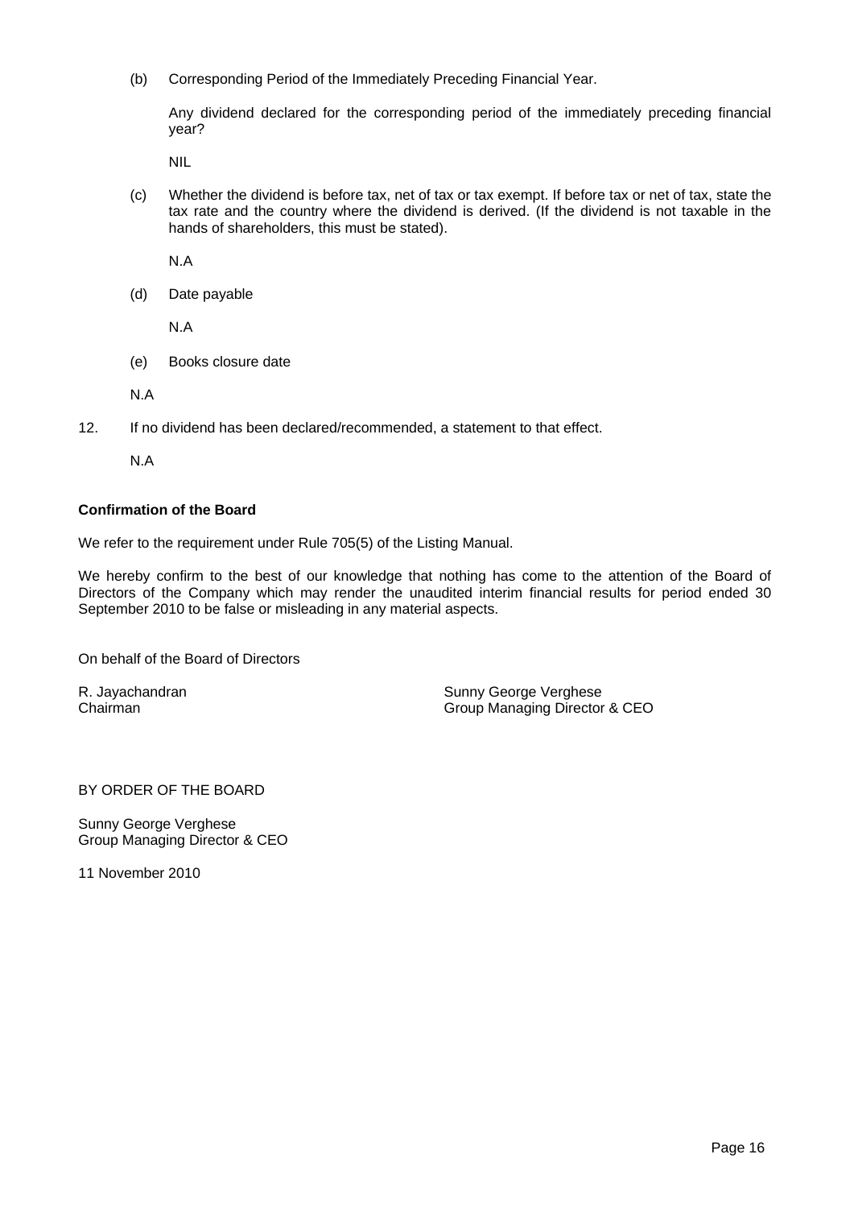(b) Corresponding Period of the Immediately Preceding Financial Year.

Any dividend declared for the corresponding period of the immediately preceding financial year?

NIL

(c) Whether the dividend is before tax, net of tax or tax exempt. If before tax or net of tax, state the tax rate and the country where the dividend is derived. (If the dividend is not taxable in the hands of shareholders, this must be stated).

N.A

(d) Date payable

N.A

(e) Books closure date

N.A

12. If no dividend has been declared/recommended, a statement to that effect.

N.A

**Confirmation of the Board**

We refer to the requirement under Rule 705(5) of the Listing Manual.

We hereby confirm to the best of our knowledge that nothing has come to the attention of the Board of Directors of the Company which may render the unaudited interim financial results for period ended 30 September 2010 to be false or misleading in any material aspects.

On behalf of the Board of Directors

R. Jayachandran
Chairman

Sunny George Verghese
Group Managing Director & CEO

BY ORDER OF THE BOARD

Sunny George Verghese
Group Managing Director & CEO

11 November 2010